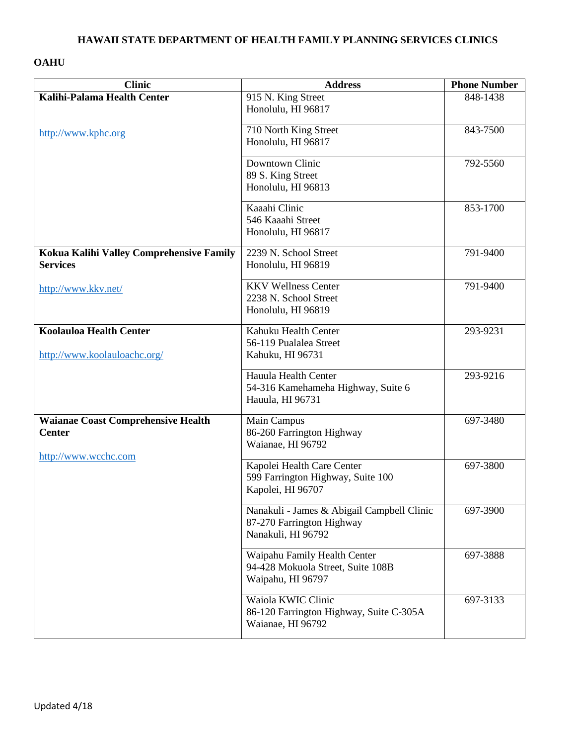# HAWAII STATE DEPARTMENT OF HEALTH FAMILY PLANNING SERVICES CLINICS

## OAHU

| Clinic | Address | Phone Number |
|---|---|---|
| **Kalihi-Palama Health Center**<br><br>http://www.kphc.org | 915 N. King Street<br>Honolulu, HI 96817 | 848-1438 |
| | 710 North King Street<br>Honolulu, HI 96817 | 843-7500 |
| | Downtown Clinic<br>89 S. King Street<br>Honolulu, HI 96813 | 792-5560 |
| | Kaaahi Clinic<br>546 Kaaahi Street<br>Honolulu, HI 96817 | 853-1700 |
| **Kokua Kalihi Valley Comprehensive Family Services**<br><br>http://www.kkv.net/ | 2239 N. School Street<br>Honolulu, HI 96819 | 791-9400 |
| | KKV Wellness Center<br>2238 N. School Street<br>Honolulu, HI 96819 | 791-9400 |
| **Koolauloa Health Center**<br><br>http://www.koolauloachc.org/ | Kahuku Health Center<br>56-119 Pualalea Street<br>Kahuku, HI 96731 | 293-9231 |
| | Hauula Health Center<br>54-316 Kamehameha Highway, Suite 6<br>Hauula, HI 96731 | 293-9216 |
| **Waianae Coast Comprehensive Health Center**<br><br>http://www.wcchc.com | Main Campus<br>86-260 Farrington Highway<br>Waianae, HI 96792 | 697-3480 |
| | Kapolei Health Care Center<br>599 Farrington Highway, Suite 100<br>Kapolei, HI 96707 | 697-3800 |
| | Nanakuli - James & Abigail Campbell Clinic<br>87-270 Farrington Highway<br>Nanakuli, HI 96792 | 697-3900 |
| | Waipahu Family Health Center<br>94-428 Mokuola Street, Suite 108B<br>Waipahu, HI 96797 | 697-3888 |
| | Waiola KWIC Clinic<br>86-120 Farrington Highway, Suite C-305A<br>Waianae, HI 96792 | 697-3133 |

Updated 4/18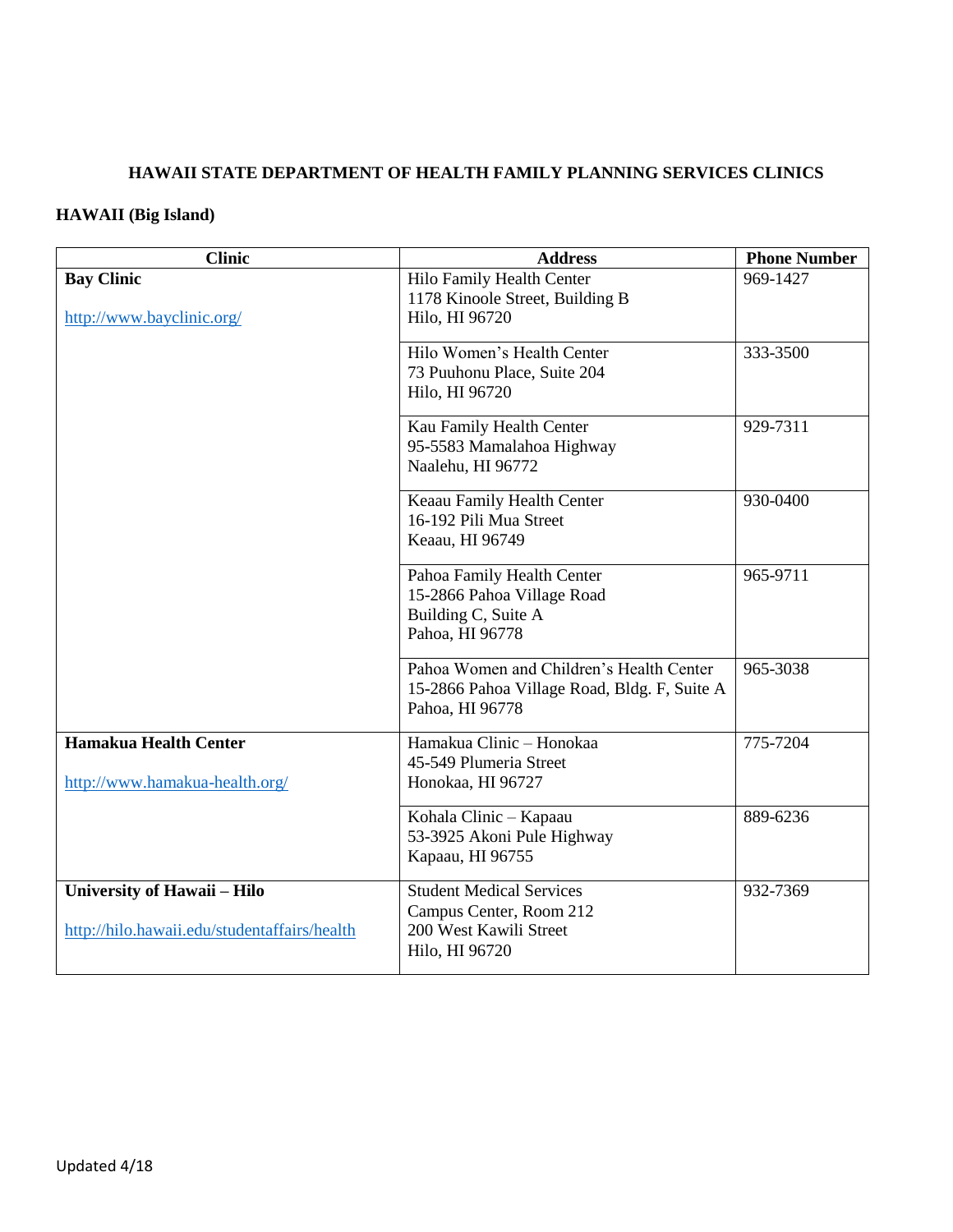# HAWAII STATE DEPARTMENT OF HEALTH FAMILY PLANNING SERVICES CLINICS

## HAWAII (Big Island)

| Clinic | Address | Phone Number |
|---|---|---|
| **Bay Clinic**<br><br>http://www.bayclinic.org/ | Hilo Family Health Center<br>1178 Kinoole Street, Building B<br>Hilo, HI 96720 | 969-1427 |
| | Hilo Women's Health Center<br>73 Puuhonu Place, Suite 204<br>Hilo, HI 96720 | 333-3500 |
| | Kau Family Health Center<br>95-5583 Mamalahoa Highway<br>Naalehu, HI 96772 | 929-7311 |
| | Keaau Family Health Center<br>16-192 Pili Mua Street<br>Keaau, HI 96749 | 930-0400 |
| | Pahoa Family Health Center<br>15-2866 Pahoa Village Road<br>Building C, Suite A<br>Pahoa, HI 96778 | 965-9711 |
| | Pahoa Women and Children's Health Center<br>15-2866 Pahoa Village Road, Bldg. F, Suite A<br>Pahoa, HI 96778 | 965-3038 |
| **Hamakua Health Center**<br><br>http://www.hamakua-health.org/ | Hamakua Clinic – Honokaa<br>45-549 Plumeria Street<br>Honokaa, HI 96727 | 775-7204 |
| | Kohala Clinic – Kapaau<br>53-3925 Akoni Pule Highway<br>Kapaau, HI 96755 | 889-6236 |
| **University of Hawaii – Hilo**<br><br>http://hilo.hawaii.edu/studentaffairs/health | Student Medical Services<br>Campus Center, Room 212<br>200 West Kawili Street<br>Hilo, HI 96720 | 932-7369 |

Updated 4/18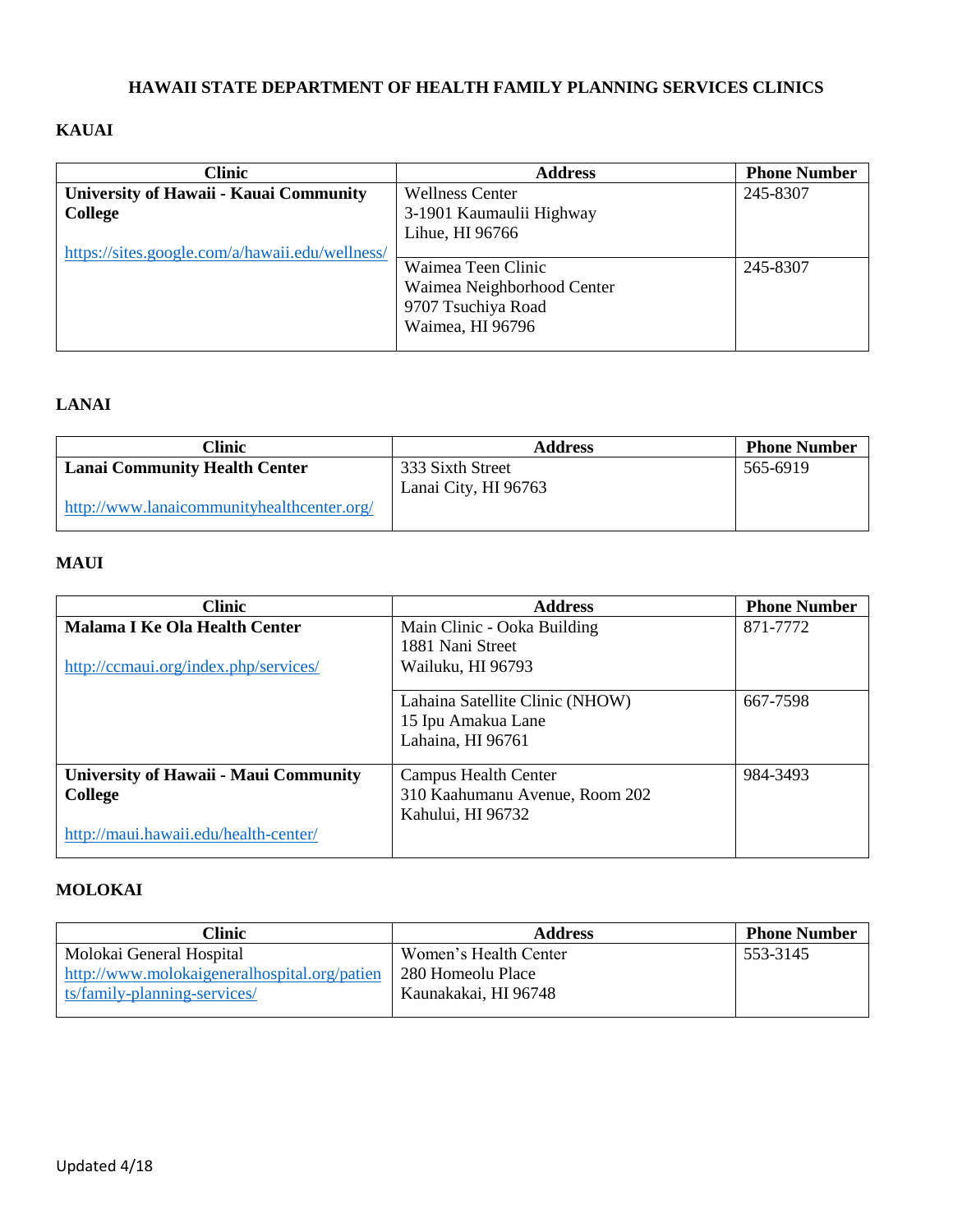# HAWAII STATE DEPARTMENT OF HEALTH FAMILY PLANNING SERVICES CLINICS

## KAUAI

| Clinic | Address | Phone Number |
|---|---|---|
| **University of Hawaii - Kauai Community College**<br><br>https://sites.google.com/a/hawaii.edu/wellness/ | Wellness Center<br>3-1901 Kaumaulii Highway<br>Lihue, HI 96766 | 245-8307 |
| | Waimea Teen Clinic<br>Waimea Neighborhood Center<br>9707 Tsuchiya Road<br>Waimea, HI 96796 | 245-8307 |

## LANAI

| Clinic | Address | Phone Number |
|---|---|---|
| **Lanai Community Health Center**<br><br>http://www.lanaicommunityhealthcenter.org/ | 333 Sixth Street<br>Lanai City, HI 96763 | 565-6919 |

## MAUI

| Clinic | Address | Phone Number |
|---|---|---|
| **Malama I Ke Ola Health Center**<br><br>http://ccmaui.org/index.php/services/ | Main Clinic - Ooka Building<br>1881 Nani Street<br>Wailuku, HI 96793 | 871-7772 |
| | Lahaina Satellite Clinic (NHOW)<br>15 Ipu Amakua Lane<br>Lahaina, HI 96761 | 667-7598 |
| **University of Hawaii - Maui Community College**<br><br>http://maui.hawaii.edu/health-center/ | Campus Health Center<br>310 Kaahumanu Avenue, Room 202<br>Kahului, HI 96732 | 984-3493 |

## MOLOKAI

| Clinic | Address | Phone Number |
|---|---|---|
| Molokai General Hospital<br>http://www.molokaigeneralhospital.org/patients/family-planning-services/ | Women's Health Center<br>280 Homeolu Place<br>Kaunakakai, HI 96748 | 553-3145 |

Updated 4/18